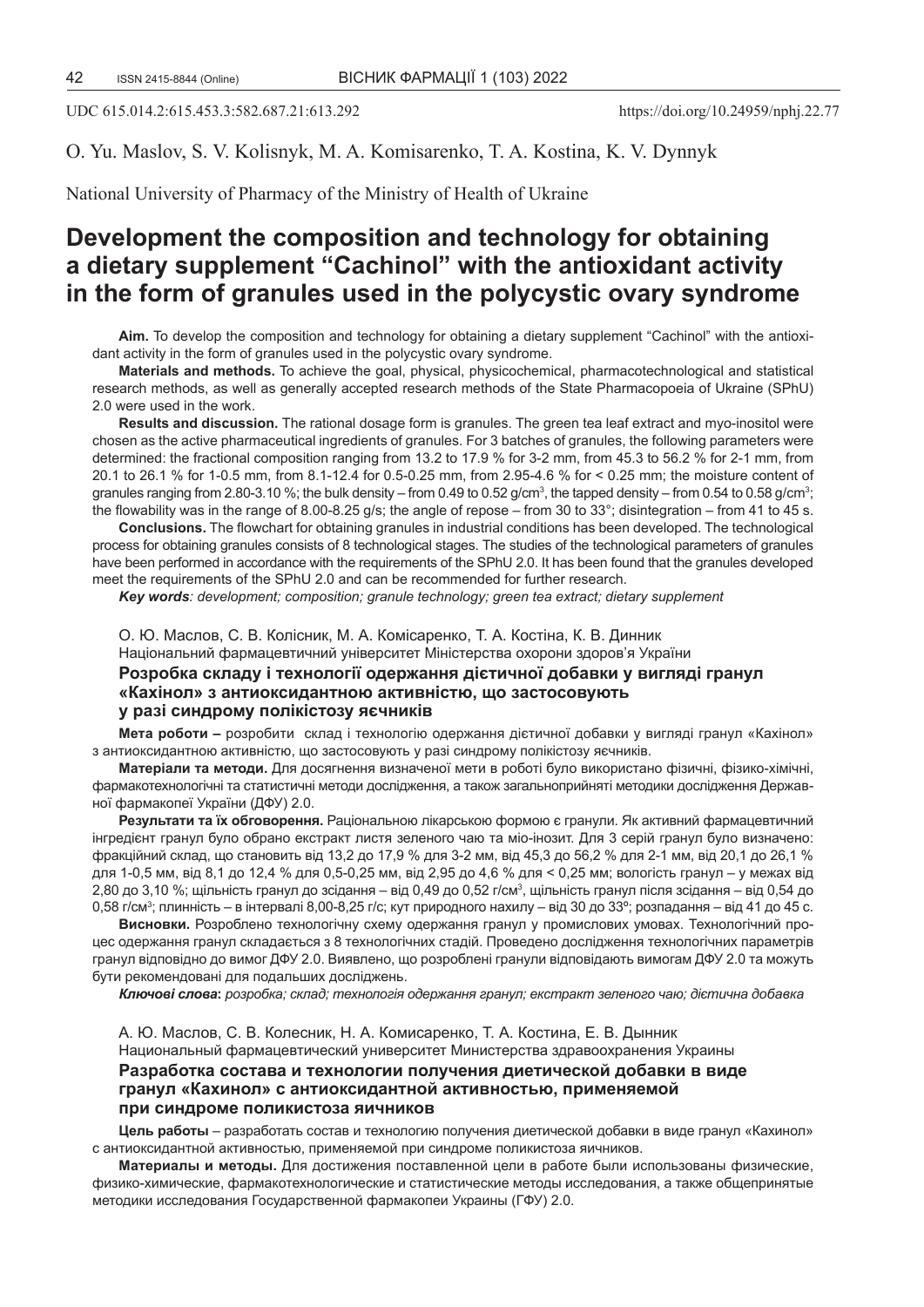UDC 615.014.2:615.453.3:582.687.21:613.292 https://doi.org/10.24959/nphj.22.77

O. Yu. Maslov, S. V. Kolisnyk, M. A. Komisarenko, T. A. Kostina, K. V. Dynnyk

National University of Pharmacy of the Ministry of Health of Ukraine

# Development the composition and technology for obtaining a dietary supplement "Cachinol" with the antioxidant activity in the form of granules used in the polycystic ovary syndrome

**Aim.** To develop the composition and technology for obtaining a dietary supplement "Cachinol" with the antioxidant activity in the form of granules used in the polycystic ovary syndrome.

**Materials and methods.** To achieve the goal, physical, physicochemical, pharmacotechnological and statistical research methods, as well as generally accepted research methods of the State Pharmacopoeia of Ukraine (SPhU) 2.0 were used in the work.

**Results and discussion.** The rational dosage form is granules. The green tea leaf extract and myo-inositol were chosen as the active pharmaceutical ingredients of granules. For 3 batches of granules, the following parameters were determined: the fractional composition ranging from 13.2 to 17.9 % for 3-2 mm, from 45.3 to 56.2 % for 2-1 mm, from 20.1 to 26.1 % for 1-0.5 mm, from 8.1-12.4 for 0.5-0.25 mm, from 2.95-4.6 % for < 0.25 mm; the moisture content of granules ranging from 2.80-3.10 %; the bulk density – from 0.49 to 0.52 g/cm$^3$, the tapped density – from 0.54 to 0.58 g/cm$^3$; the flowability was in the range of 8.00-8.25 g/s; the angle of repose – from 30 to 33°; disintegration – from 41 to 45 s.

**Conclusions.** The flowchart for obtaining granules in industrial conditions has been developed. The technological process for obtaining granules consists of 8 technological stages. The studies of the technological parameters of granules have been performed in accordance with the requirements of the SPhU 2.0. It has been found that the granules developed meet the requirements of the SPhU 2.0 and can be recommended for further research.

***Key words**: development; composition; granule technology; green tea extract; dietary supplement*

О. Ю. Маслов, С. В. Колісник, М. А. Комісаренко, Т. А. Костіна, К. В. Динник

Національний фармацевтичний університет Міністерства охорони здоров'я України

### Розробка складу і технології одержання дієтичної добавки у вигляді гранул «Кахінол» з антиоксидантною активністю, що застосовують у разі синдрому полікістозу яєчників

**Мета роботи –** розробити склад і технологію одержання дієтичної добавки у вигляді гранул «Кахінол» з антиоксидантною активністю, що застосовують у разі синдрому полікістозу яєчників.

**Матеріали та методи.** Для досягнення визначеної мети в роботі було використано фізичні, фізико-хімічні, фармакотехнологічні та статистичні методи дослідження, а також загальноприйняті методики дослідження Державної фармакопеї України (ДФУ) 2.0.

**Результати та їх обговорення.** Раціональною лікарською формою є гранули. Як активний фармацевтичний інгредієнт гранул було обрано екстракт листя зеленого чаю та міо-інозит. Для 3 серій гранул було визначено: фракційний склад, що становить від 13,2 до 17,9 % для 3-2 мм, від 45,3 до 56,2 % для 2-1 мм, від 20,1 до 26,1 % для 1-0,5 мм, від 8,1 до 12,4 % для 0,5-0,25 мм, від 2,95 до 4,6 % для < 0,25 мм; вологість гранул – у межах від 2,80 до 3,10 %; щільність гранул до зсідання – від 0,49 до 0,52 г/см$^3$, щільність гранул після зсідання – від 0,54 до 0,58 г/см$^3$; плинність – в інтервалі 8,00-8,25 г/с; кут природного нахилу – від 30 до 33º; розпадання – від 41 до 45 с.

**Висновки.** Розроблено технологічну схему одержання гранул у промислових умовах. Технологічний процес одержання гранул складається з 8 технологічних стадій. Проведено дослідження технологічних параметрів гранул відповідно до вимог ДФУ 2.0. Виявлено, що розроблені гранули відповідають вимогам ДФУ 2.0 та можуть бути рекомендовані для подальших досліджень.

***Ключові слова**: розробка; склад; технологія одержання гранул; екстракт зеленого чаю; дієтична добавка*

А. Ю. Маслов, С. В. Колесник, Н. А. Комисаренко, Т. А. Костина, Е. В. Дынник

Национальный фармацевтический университет Министерства здравоохранения Украины

### Разработка состава и технологии получения диетической добавки в виде гранул «Кахинол» с антиоксидантной активностью, применяемой при синдроме поликистоза яичников

**Цель работы** – разработать состав и технологию получения диетической добавки в виде гранул «Кахинол» с антиоксидантной активностью, применяемой при синдроме поликистоза яичников.

**Материалы и методы.** Для достижения поставленной цели в работе были использованы физические, физико-химические, фармакотехнологические и статистические методы исследования, а также общепринятые методики исследования Государственной фармакопеи Украины (ГФУ) 2.0.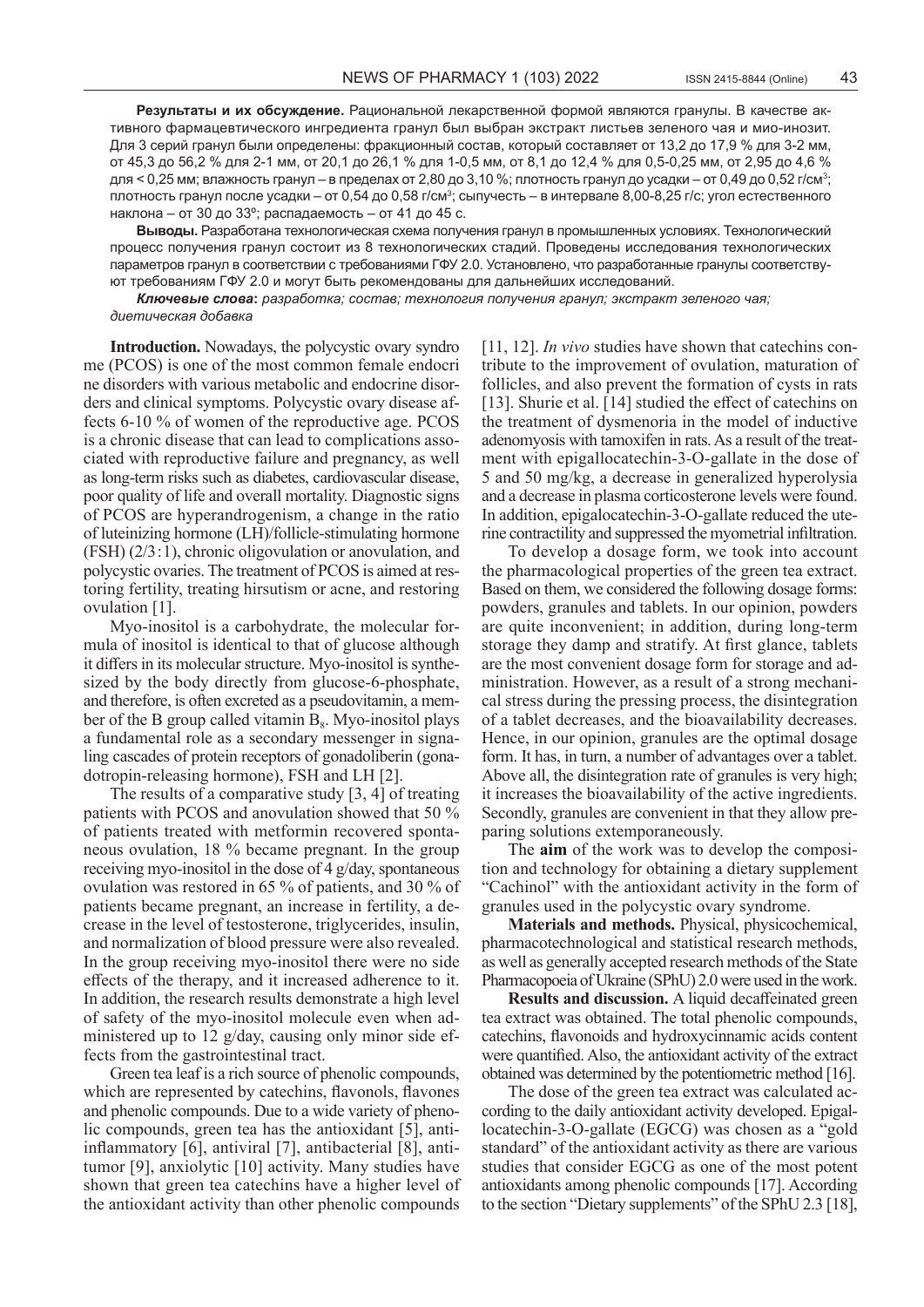**Результаты и их обсуждение.** Рациональной лекарственной формой являются гранулы. В качестве активного фармацевтического ингредиента гранул был выбран экстракт листьев зеленого чая и мио-инозит. Для 3 серий гранул были определены: фракционный состав, который составляет от 13,2 до 17,9 % для 3-2 мм, от 45,3 до 56,2 % для 2-1 мм, от 20,1 до 26,1 % для 1-0,5 мм, от 8,1 до 12,4 % для 0,5-0,25 мм, от 2,95 до 4,6 % для < 0,25 мм; влажность гранул – в пределах от 2,80 до 3,10 %; плотность гранул до усадки – от 0,49 до 0,52 г/см$^3$; плотность гранул после усадки – от 0,54 до 0,58 г/см$^3$; сыпучесть – в интервале 8,00-8,25 г/с; угол естественного наклона – от 30 до 33°; распадаемость – от 41 до 45 с.

**Выводы.** Разработана технологическая схема получения гранул в промышленных условиях. Технологический процесс получения гранул состоит из 8 технологических стадий. Проведены исследования технологических параметров гранул в соответствии с требованиями ГФУ 2.0. Установлено, что разработанные гранулы соответствуют требованиям ГФУ 2.0 и могут быть рекомендованы для дальнейших исследований.

***Ключевые слова**: разработка; состав; технология получения гранул; экстракт зеленого чая; диетическая добавка*

**Introduction.** Nowadays, the polycystic ovary syndrome (PCOS) is one of the most common female endocrine disorders with various metabolic and endocrine disorders and clinical symptoms. Polycystic ovary disease affects 6-10 % of women of the reproductive age. PCOS is a chronic disease that can lead to complications associated with reproductive failure and pregnancy, as well as long-term risks such as diabetes, cardiovascular disease, poor quality of life and overall mortality. Diagnostic signs of PCOS are hyperandrogenism, a change in the ratio of luteinizing hormone (LH)/follicle-stimulating hormone (FSH) (2/3 : 1), chronic oligovulation or anovulation, and polycystic ovaries. The treatment of PCOS is aimed at restoring fertility, treating hirsutism or acne, and restoring ovulation [1].

Myo-inositol is a carbohydrate, the molecular formula of inositol is identical to that of glucose although it differs in its molecular structure. Myo-inositol is synthesized by the body directly from glucose-6-phosphate, and therefore, is often excreted as a pseudovitamin, a member of the B group called vitamin $B_8$. Myo-inositol plays a fundamental role as a secondary messenger in signaling cascades of protein receptors of gonadoliberin (gonadotropin-releasing hormone), FSH and LH [2].

The results of a comparative study [3, 4] of treating patients with PCOS and anovulation showed that 50 % of patients treated with metformin recovered spontaneous ovulation, 18 % became pregnant. In the group receiving myo-inositol in the dose of 4 g/day, spontaneous ovulation was restored in 65 % of patients, and 30 % of patients became pregnant, an increase in fertility, a decrease in the level of testosterone, triglycerides, insulin, and normalization of blood pressure were also revealed. In the group receiving myo-inositol there were no side effects of the therapy, and it increased adherence to it. In addition, the research results demonstrate a high level of safety of the myo-inositol molecule even when administered up to 12 g/day, causing only minor side effects from the gastrointestinal tract.

Green tea leaf is a rich source of phenolic compounds, which are represented by catechins, flavonols, flavones and phenolic compounds. Due to a wide variety of phenolic compounds, green tea has the antioxidant [5], antiinflammatory [6], antiviral [7], antibacterial [8], antitumor [9], anxiolytic [10] activity. Many studies have shown that green tea catechins have a higher level of the antioxidant activity than other phenolic compounds [11, 12]. *In vivo* studies have shown that catechins contribute to the improvement of ovulation, maturation of follicles, and also prevent the formation of cysts in rats [13]. Shurie et al. [14] studied the effect of catechins on the treatment of dysmenoria in the model of inductive adenomyosis with tamoxifen in rats. As a result of the treatment with epigallocatechin-3-O-gallate in the dose of 5 and 50 mg/kg, a decrease in generalized hyperolysia and a decrease in plasma corticosterone levels were found. In addition, epigalocatechin-3-O-gallate reduced the uterine contractility and suppressed the myometrial infiltration.

To develop a dosage form, we took into account the pharmacological properties of the green tea extract. Based on them, we considered the following dosage forms: powders, granules and tablets. In our opinion, powders are quite inconvenient; in addition, during long-term storage they damp and stratify. At first glance, tablets are the most convenient dosage form for storage and administration. However, as a result of a strong mechanical stress during the pressing process, the disintegration of a tablet decreases, and the bioavailability decreases. Hence, in our opinion, granules are the optimal dosage form. It has, in turn, a number of advantages over a tablet. Above all, the disintegration rate of granules is very high; it increases the bioavailability of the active ingredients. Secondly, granules are convenient in that they allow preparing solutions extemporaneously.

The **aim** of the work was to develop the composition and technology for obtaining a dietary supplement "Cachinol" with the antioxidant activity in the form of granules used in the polycystic ovary syndrome.

**Materials and methods.** Physical, physicochemical, pharmacotechnological and statistical research methods, as well as generally accepted research methods of the State Pharmacopoeia of Ukraine (SPhU) 2.0 were used in the work.

**Results and discussion.** A liquid decaffeinated green tea extract was obtained. The total phenolic compounds, catechins, flavonoids and hydroxycinnamic acids content were quantified. Also, the antioxidant activity of the extract obtained was determined by the potentiometric method [16].

The dose of the green tea extract was calculated according to the daily antioxidant activity developed. Epigallocatechin-3-O-gallate (EGCG) was chosen as a "gold standard" of the antioxidant activity as there are various studies that consider EGCG as one of the most potent antioxidants among phenolic compounds [17]. According to the section "Dietary supplements" of the SPhU 2.3 [18],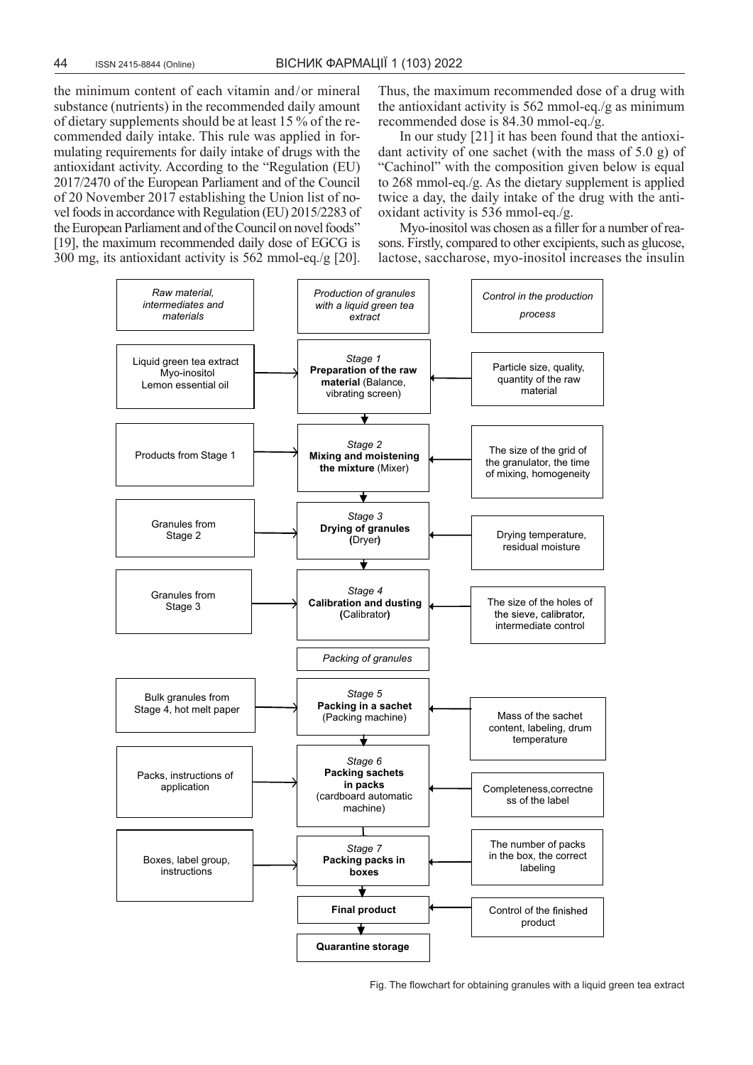the minimum content of each vitamin and/or mineral substance (nutrients) in the recommended daily amount of dietary supplements should be at least 15 % of the recommended daily intake. This rule was applied in formulating requirements for daily intake of drugs with the antioxidant activity. According to the "Regulation (EU) 2017/2470 of the European Parliament and of the Council of 20 November 2017 establishing the Union list of novel foods in accordance with Regulation (EU) 2015/2283 of the European Parliament and of the Council on novel foods" [19], the maximum recommended daily dose of EGCG is 300 mg, its antioxidant activity is 562 mmol-eq./g [20]. Thus, the maximum recommended dose of a drug with the antioxidant activity is 562 mmol-eq./g as minimum recommended dose is 84.30 mmol-eq./g.

In our study [21] it has been found that the antioxidant activity of one sachet (with the mass of 5.0 g) of "Cachinol" with the composition given below is equal to 268 mmol-eq./g. As the dietary supplement is applied twice a day, the daily intake of the drug with the antioxidant activity is 536 mmol-eq./g.

Myo-inositol was chosen as a filler for a number of reasons. Firstly, compared to other excipients, such as glucose, lactose, saccharose, myo-inositol increases the insulin

*Raw material, intermediates and materials*

*Production of granules with a liquid green tea extract*

*Control in the production process*

Liquid green tea extract
Myo-inositol
Lemon essential oil

Stage 1
**Preparation of the raw material** (Balance, vibrating screen)

Particle size, quality, quantity of the raw material

Products from Stage 1

Stage 2
**Mixing and moistening the mixture** (Mixer)

The size of the grid of the granulator, the time of mixing, homogeneity

Granules from Stage 2

Stage 3
**Drying of granules** (Dryer)

Drying temperature, residual moisture

Granules from Stage 3

Stage 4
**Calibration and dusting** (Calibrator)

The size of the holes of the sieve, calibrator, intermediate control

*Packing of granules*

Bulk granules from Stage 4, hot melt paper

Stage 5
**Packing in a sachet** (Packing machine)

Mass of the sachet content, labeling, drum temperature

Packs, instructions of application

Stage 6
**Packing sachets in packs** (cardboard automatic machine)

Completeness, correctness of the label

Boxes, label group, instructions

Stage 7
**Packing packs in boxes**

The number of packs in the box, the correct labeling

**Final product**

Control of the finished product

**Quarantine storage**

Fig. The flowchart for obtaining granules with a liquid green tea extract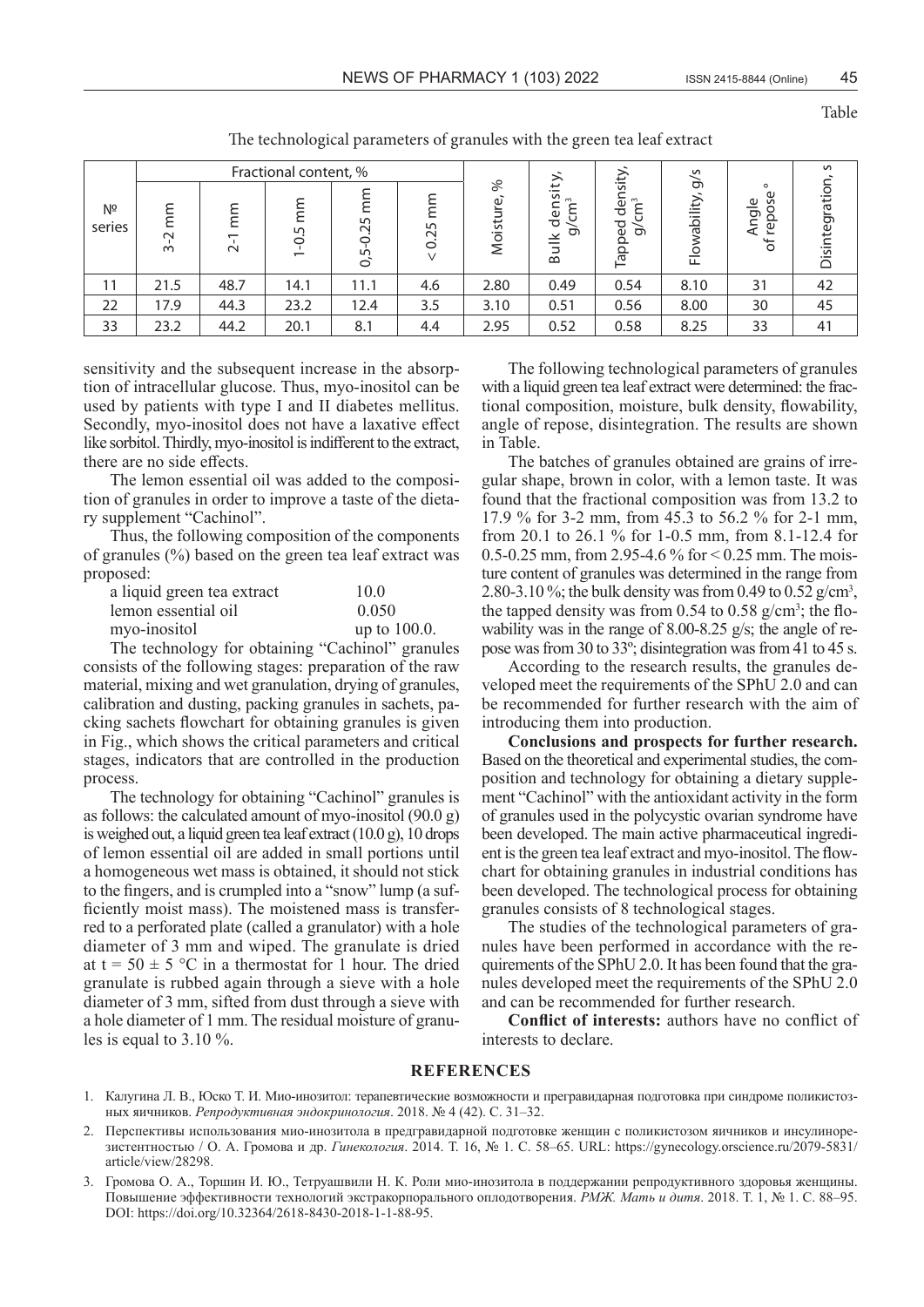Table

The technological parameters of granules with the green tea leaf extract

| № series | Fractional content, % | | | | | Moisture, % | Bulk density, g/cm³ | Tapped density, g/cm³ | Flowability, g/s | Angle of repose ° | Disintegration, s |
|---|---|---|---|---|---|---|---|---|---|---|---|
| | 3-2 mm | 2-1 mm | 1-0.5 mm | 0,5-0.25 mm | < 0.25 mm | | | | | | |
| 11 | 21.5 | 48.7 | 14.1 | 11.1 | 4.6 | 2.80 | 0.49 | 0.54 | 8.10 | 31 | 42 |
| 22 | 17.9 | 44.3 | 23.2 | 12.4 | 3.5 | 3.10 | 0.51 | 0.56 | 8.00 | 30 | 45 |
| 33 | 23.2 | 44.2 | 20.1 | 8.1 | 4.4 | 2.95 | 0.52 | 0.58 | 8.25 | 33 | 41 |

sensitivity and the subsequent increase in the absorption of intracellular glucose. Thus, myo-inositol can be used by patients with type I and II diabetes mellitus. Secondly, myo-inositol does not have a laxative effect like sorbitol. Thirdly, myo-inositol is indifferent to the extract, there are no side effects.

The lemon essential oil was added to the composition of granules in order to improve a taste of the dietary supplement "Cachinol".

Thus, the following composition of the components of granules (%) based on the green tea leaf extract was proposed:

| | |
|---|---|
| a liquid green tea extract | 10.0 |
| lemon essential oil | 0.050 |
| myo-inositol | up to 100.0. |

The technology for obtaining "Cachinol" granules consists of the following stages: preparation of the raw material, mixing and wet granulation, drying of granules, calibration and dusting, packing granules in sachets, packing sachets flowchart for obtaining granules is given in Fig., which shows the critical parameters and critical stages, indicators that are controlled in the production process.

The technology for obtaining "Cachinol" granules is as follows: the calculated amount of myo-inositol (90.0 g) is weighed out, a liquid green tea leaf extract (10.0 g), 10 drops of lemon essential oil are added in small portions until a homogeneous wet mass is obtained, it should not stick to the fingers, and is crumpled into a "snow" lump (a sufficiently moist mass). The moistened mass is transferred to a perforated plate (called a granulator) with a hole diameter of 3 mm and wiped. The granulate is dried at t = 50 ± 5 °C in a thermostat for 1 hour. The dried granulate is rubbed again through a sieve with a hole diameter of 3 mm, sifted from dust through a sieve with a hole diameter of 1 mm. The residual moisture of granules is equal to 3.10 %.

The following technological parameters of granules with a liquid green tea leaf extract were determined: the fractional composition, moisture, bulk density, flowability, angle of repose, disintegration. The results are shown in Table.

The batches of granules obtained are grains of irregular shape, brown in color, with a lemon taste. It was found that the fractional composition was from 13.2 to 17.9 % for 3-2 mm, from 45.3 to 56.2 % for 2-1 mm, from 20.1 to 26.1 % for 1-0.5 mm, from 8.1-12.4 for 0.5-0.25 mm, from 2.95-4.6 % for < 0.25 mm. The moisture content of granules was determined in the range from 2.80-3.10 %; the bulk density was from 0.49 to 0.52 g/cm³, the tapped density was from 0.54 to 0.58 g/cm³; the flowability was in the range of 8.00-8.25 g/s; the angle of repose was from 30 to 33º; disintegration was from 41 to 45 s.

According to the research results, the granules developed meet the requirements of the SPhU 2.0 and can be recommended for further research with the aim of introducing them into production.

**Conclusions and prospects for further research.** Based on the theoretical and experimental studies, the composition and technology for obtaining a dietary supplement "Cachinol" with the antioxidant activity in the form of granules used in the polycystic ovarian syndrome have been developed. The main active pharmaceutical ingredient is the green tea leaf extract and myo-inositol. The flowchart for obtaining granules in industrial conditions has been developed. The technological process for obtaining granules consists of 8 technological stages.

The studies of the technological parameters of granules have been performed in accordance with the requirements of the SPhU 2.0. It has been found that the granules developed meet the requirements of the SPhU 2.0 and can be recommended for further research.

**Conflict of interests:** authors have no conflict of interests to declare.

## REFERENCES

1. Калугина Л. В., Юско Т. И. Мио-инозитол: терапевтические возможности и прегравидарная подготовка при синдроме поликистозных яичников. *Репродуктивная эндокринология*. 2018. № 4 (42). С. 31–32.
2. Перспективы использования мио-инозитола в предгравидарной подготовке женщин с поликистозом яичников и инсулинорезистентностью / О. А. Громова и др. *Гинекология*. 2014. Т. 16, № 1. С. 58–65. URL: https://gynecology.orscience.ru/2079-5831/article/view/28298.
3. Громова О. А., Торшин И. Ю., Тетруашвили Н. К. Роли мио-инозитола в поддержании репродуктивного здоровья женщины. Повышение эффективности технологий экстракорпорального оплодотворения. *РМЖ. Мать и дитя*. 2018. Т. 1, № 1. С. 88–95. DOI: https://doi.org/10.32364/2618-8430-2018-1-1-88-95.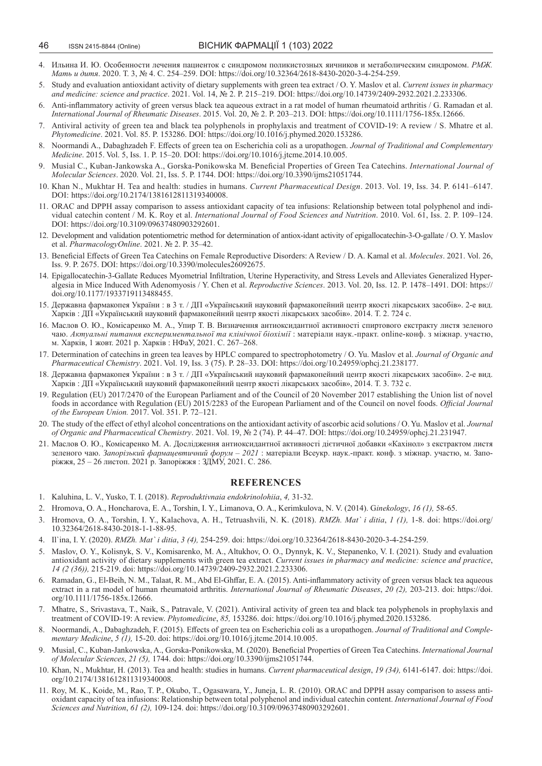4. Ильина И. Ю. Особенности лечения пациенток с синдромом поликистозных яичников и метаболическим синдромом. *РМЖ. Мать и дитя*. 2020. Т. 3, № 4. С. 254–259. DOI: https://doi.org/10.32364/2618-8430-2020-3-4-254-259.
5. Study and evaluation antioxidant activity of dietary supplements with green tea extract / O. Y. Maslov et al. *Current issues in pharmacy and medicine: science and practice*. 2021. Vol. 14, № 2. P. 215–219. DOI: https://doi.org/10.14739/2409-2932.2021.2.233306.
6. Anti-inflammatory activity of green versus black tea aqueous extract in a rat model of human rheumatoid arthritis / G. Ramadan et al. *International Journal of Rheumatic Diseases*. 2015. Vol. 20, № 2. P. 203–213. DOI: https://doi.org/10.1111/1756-185x.12666.
7. Antiviral activity of green tea and black tea polyphenols in prophylaxis and treatment of COVID-19: A review / S. Mhatre et al. *Phytomedicine*. 2021. Vol. 85. P. 153286. DOI: https://doi.org/10.1016/j.phymed.2020.153286.
8. Noormandi A., Dabaghzadeh F. Effects of green tea on Escherichia coli as a uropathogen. *Journal of Traditional and Complementary Medicine*. 2015. Vol. 5, Iss. 1. P. 15–20. DOI: https://doi.org/10.1016/j.jtcme.2014.10.005.
9. Musial C., Kuban-Jankowska A., Gorska-Ponikowska M. Beneficial Properties of Green Tea Catechins. *International Journal of Molecular Sciences*. 2020. Vol. 21, Iss. 5. P. 1744. DOI: https://doi.org/10.3390/ijms21051744.
10. Khan N., Mukhtar H. Tea and health: studies in humans. *Current Pharmaceutical Design*. 2013. Vol. 19, Iss. 34. P. 6141–6147. DOI: https://doi.org/10.2174/1381612811319340008.
11. ORAC and DPPH assay comparison to assess antioxidant capacity of tea infusions: Relationship between total polyphenol and individual catechin content / M. K. Roy et al. *International Journal of Food Sciences and Nutrition*. 2010. Vol. 61, Iss. 2. P. 109–124. DOI: https://doi.org/10.3109/09637480903292601.
12. Development and validation potentiometric method for determination of antiox-idant activity of epigallocatechin-3-O-gallate / O. Y. Maslov et al. *PharmacologyOnline*. 2021. № 2. P. 35–42.
13. Beneficial Effects of Green Tea Catechins on Female Reproductive Disorders: A Review / D. A. Kamal et al. *Molecules*. 2021. Vol. 26, Iss. 9. P. 2675. DOI: https://doi.org/10.3390/molecules26092675.
14. Epigallocatechin-3-Gallate Reduces Myometrial Infiltration, Uterine Hyperactivity, and Stress Levels and Alleviates Generalized Hyperalgesia in Mice Induced With Adenomyosis / Y. Chen et al. *Reproductive Sciences*. 2013. Vol. 20, Iss. 12. P. 1478–1491. DOI: https://doi.org/10.1177/1933719113488455.
15. Державна фармакопея України : в 3 т. / ДП «Український науковий фармакопейний центр якості лікарських засобів». 2-е вид. Харків : ДП «Український науковий фармакопейний центр якості лікарських засобів». 2014. Т. 2. 724 с.
16. Маслов О. Ю., Комісаренко М. А., Упир Т. В. Визначення антиоксидантної активності спиртового екстракту листя зеленого чаю. *Актуальні питання експериментальної та клінічної біохімії* : матеріали наук.-практ. online-конф. з міжнар. участю, м. Харків, 1 жовт. 2021 р. Харків : НФаУ, 2021. С. 267–268.
17. Determination of catechins in green tea leaves by HPLC compared to spectrophotometry / O. Yu. Maslov et al. *Journal of Organic and Pharmaceutical Chemistry*. 2021. Vol. 19, Iss. 3 (75). P. 28–33. DOI: https://doi.org/10.24959/ophcj.21.238177.
18. Державна фармакопея України : в 3 т. / ДП «Український науковий фармакопейний центр якості лікарських засобів». 2-е вид. Харків : ДП «Український науковий фармакопейний центр якості лікарських засобів», 2014. Т. 3. 732 с.
19. Regulation (EU) 2017/2470 of the European Parliament and of the Council of 20 November 2017 establishing the Union list of novel foods in accordance with Regulation (EU) 2015/2283 of the European Parliament and of the Council on novel foods. *Official Journal of the European Union.* 2017. Vol. 351. P. 72–121.
20. The study of the effect of ethyl alcohol concentrations on the antioxidant activity of ascorbic acid solutions / O. Yu. Maslov et al. *Journal of Organic and Pharmaceutical Chemistry*. 2021. Vol. 19, № 2 (74). P. 44–47. DOI: https://doi.org/10.24959/ophcj.21.231947.
21. Маслов О. Ю., Комісаренко М. А. Дослідження антиоксидантної активності дієтичної добавки «Кахінол» з екстрактом листя зеленого чаю. *Запорізький фармацевтичний форум – 2021* : матеріали Всеукр. наук.-практ. конф. з міжнар. участю, м. Запоріжжя, 25 – 26 листоп. 2021 р. Запоріжжя : ЗДМУ, 2021. С. 286.

## REFERENCES

1. Kaluhina, L. V., Yusko, T. I. (2018). *Reproduktivnaia endokrinolohiia*, *4,* 31-32.
2. Hromova, O. A., Honcharova, E. A., Torshin, I. Y., Limanova, O. A., Kerimkulova, N. V. (2014). G*inekology*, *16 (1),* 58-65.
3. Hromova, O. A., Torshin, I. Y., Kalachova, A. H., Tetruashvili, N. K. (2018). *RMZh. Mat` i ditia*, *1 (1),* 1-8. doi: https://doi.org/10.32364/2618-8430-2018-1-1-88-95.
4. Il`ina, I. Y. (2020). *RMZh. Mat` i ditia*, *3 (4),* 254-259. doi: https://doi.org/10.32364/2618-8430-2020-3-4-254-259.
5. Maslov, O. Y., Kolisnyk, S. V., Komisarenko, M. A., Altukhov, O. O., Dynnyk, K. V., Stepanenko, V. I. (2021). Study and evaluation antioxidant activity of dietary supplements with green tea extract. *Current issues in pharmacy and medicine: science and practice*, *14 (2 (36)),* 215-219. doi: https://doi.org/10.14739/2409-2932.2021.2.233306.
6. Ramadan, G., El-Beih, N. M., Talaat, R. M., Abd El-Ghffar, E. A. (2015). Anti-inflammatory activity of green versus black tea aqueous extract in a rat model of human rheumatoid arthritis. *International Journal of Rheumatic Diseases*, *20 (2),* 203-213. doi: https://doi.org/10.1111/1756-185x.12666.
7. Mhatre, S., Srivastava, T., Naik, S., Patravale, V. (2021). Antiviral activity of green tea and black tea polyphenols in prophylaxis and treatment of COVID-19: A review. *Phytomedicine*, *85,* 153286. doi: https://doi.org/10.1016/j.phymed.2020.153286.
8. Noormandi, A., Dabaghzadeh, F. (2015). Effects of green tea on Escherichia coli as a uropathogen. *Journal of Traditional and Complementary Medicine*, *5 (1),* 15-20. doi: https://doi.org/10.1016/j.jtcme.2014.10.005.
9. Musial, C., Kuban-Jankowska, A., Gorska-Ponikowska, M. (2020). Beneficial Properties of Green Tea Catechins. *International Journal of Molecular Sciences*, *21 (5),* 1744. doi: https://doi.org/10.3390/ijms21051744.
10. Khan, N., Mukhtar, H. (2013). Tea and health: studies in humans. *Current pharmaceutical design*, *19 (34),* 6141-6147. doi: https://doi.org/10.2174/1381612811319340008.
11. Roy, M. K., Koide, M., Rao, T. P., Okubo, T., Ogasawara, Y., Juneja, L. R. (2010). ORAC and DPPH assay comparison to assess antioxidant capacity of tea infusions: Relationship between total polyphenol and individual catechin content. *International Journal of Food Sciences and Nutrition*, *61 (2),* 109-124. doi: https://doi.org/10.3109/09637480903292601.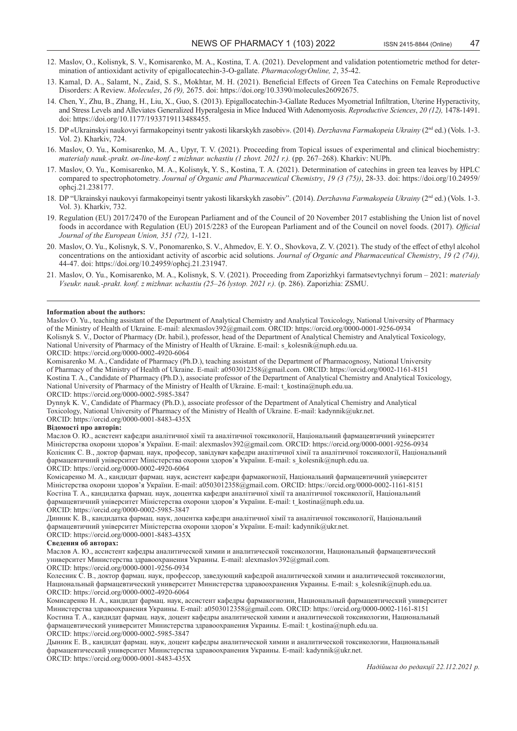12. Maslov, O., Kolisnyk, S. V., Komisarenko, M. A., Kostina, T. A. (2021). Development and validation potentiometric method for determination of antioxidant activity of epigallocatechin-3-O-gallate. *PharmacologyOnLine, 2*, 35-42.
13. Kamal, D. A., Salamt, N., Zaid, S. S., Mokhtar, M. H. (2021). Beneficial Effects of Green Tea Catechins on Female Reproductive Disorders: A Review. *Molecules*, *26 (9),* 2675. doi: https://doi.org/10.3390/molecules26092675.
14. Chen, Y., Zhu, B., Zhang, H., Liu, X., Guo, S. (2013). Epigallocatechin-3-Gallate Reduces Myometrial Infiltration, Uterine Hyperactivity, and Stress Levels and Alleviates Generalized Hyperalgesia in Mice Induced With Adenomyosis. *Reproductive Sciences*, *20 (12),* 1478-1491. doi: https://doi.org/10.1177/1933719113488455.
15. DP «Ukrainskyi naukovyi farmakopeinyi tsentr yakosti likarskykh zasobiv». (2014). *Derzhavna Farmakopeia Ukrainy* (2[nd] ed.) (Vols. 1-3. Vol. 2). Kharkiv, 724.
16. Maslov, O. Yu., Komisarenko, M. A., Upyr, T. V. (2021). Proceeding from Topical issues of experimental and clinical biochemistry: *materialy nauk.-prakt. on-line-konf. z mizhnar. uchastiu (1 zhovt. 2021 r.).* (pp. 267–268). Kharkiv: NUPh.
17. Maslov, O. Yu., Komisarenko, M. A., Kolisnyk, Y. S., Kostina, T. A. (2021). Determination of catechins in green tea leaves by HPLC compared to spectrophotometry. *Journal of Organic and Pharmaceutical Chemistry*, *19 (3 (75))*, 28-33. doi: https://doi.org/10.24959/ophcj.21.238177.
18. DP "Ukrainskyi naukovyi farmakopeinyi tsentr yakosti likarskykh zasobiv". (2014). *Derzhavna Farmakopeia Ukrainy* (2[nd] ed.) (Vols. 1-3. Vol. 3). Kharkiv, 732.
19. Regulation (EU) 2017/2470 of the European Parliament and of the Council of 20 November 2017 establishing the Union list of novel foods in accordance with Regulation (EU) 2015/2283 of the European Parliament and of the Council on novel foods. (2017). *Official Journal of the European Union, 351 (72),* 1-121.
20. Maslov, O. Yu., Kolisnyk, S. V., Ponomarenko, S. V., Ahmedov, E. Y. O., Shovkova, Z. V. (2021). The study of the effect of ethyl alcohol concentrations on the antioxidant activity of ascorbic acid solutions. *Journal of Organic and Pharmaceutical Chemistry*, *19 (2 (74)),* 44-47. doi: https://doi.org/10.24959/ophcj.21.231947.
21. Maslov, O. Yu., Komisarenko, M. A., Kolisnyk, S. V. (2021). Proceeding from Zaporizhkyi farmatsevtychnyi forum – 2021: *materialy Vseukr. nauk.-prakt. konf. z mizhnar. uchastiu (25–26 lystop. 2021 r.).* (p. 286). Zaporizhia: ZSMU.

---

**Information about the authors:**

Maslov O. Yu., teaching assistant of the Department of Analytical Chemistry and Analytical Toxicology, National University of Pharmacy of the Ministry of Health of Ukraine. E-mail: alexmaslov392@gmail.com. ORCID: https://orcid.org/0000-0001-9256-0934
Kolisnyk S. V., Doctor of Pharmacy (Dr. habil.), professor, head of the Department of Analytical Chemistry and Analytical Toxicology, National University of Pharmacy of the Ministry of Health of Ukraine. E-mail: s_kolesnik@nuph.edu.ua.
ORCID: https://orcid.org/0000-0002-4920-6064
Komisarenko M. A., Candidate of Pharmacy (Ph.D.), teaching assistant of the Department of Pharmacognosy, National University of Pharmacy of the Ministry of Health of Ukraine. E-mail: a0503012358@gmail.com. ORCID: https://orcid.org/0002-1161-8151
Kostina T. A., Candidate of Pharmacy (Ph.D.), associate professor of the Department of Analytical Chemistry and Analytical Toxicology, National University of Pharmacy of the Ministry of Health of Ukraine. E-mail: t_kostina@nuph.edu.ua.
ORCID: https://orcid.org/0000-0002-5985-3847
Dynnyk K. V., Candidate of Pharmacy (Ph.D.), associate professor of the Department of Analytical Chemistry and Analytical Toxicology, National University of Pharmacy of the Ministry of Health of Ukraine. E-mail: kadynnik@ukr.net.
ORCID: https://orcid.org/0000-0001-8483-435X

**Відомості про авторів:**

Маслов О. Ю., асистент кафедри аналітичної хімії та аналітичної токсикології, Національний фармацевтичний університет Міністерства охорони здоров'я України. E-mail: alexmaslov392@gmail.com. ORCID: https://orcid.org/0000-0001-9256-0934
Колісник С. В., доктор фармац. наук, професор, завідувач кафедри аналітичної хімії та аналітичної токсикології, Національний фармацевтичний університет Міністерства охорони здоров'я України. E-mail: s_kolesnik@nuph.edu.ua.
ORCID: https://orcid.org/0000-0002-4920-6064
Комісаренко М. А., кандидат фармац. наук, асистент кафедри фармакогнозії, Національний фармацевтичний університет Міністерства охорони здоров'я України. E-mail: a0503012358@gmail.com. ORCID: https://orcid.org/0000-0002-1161-8151
Костіна Т. А., кандидатка фармац. наук, доцентка кафедри аналітичної хімії та аналітичної токсикології, Національний фармацевтичний університет Міністерства охорони здоров'я України. E-mail: t_kostina@nuph.edu.ua.
ORCID: https://orcid.org/0000-0002-5985-3847
Динник К. В., кандидатка фармац. наук, доцентка кафедри аналітичної хімії та аналітичної токсикології, Національний фармацевтичний університет Міністерства охорони здоров'я України. E-mail: kadynnik@ukr.net.
ORCID: https://orcid.org/0000-0001-8483-435X

**Сведения об авторах:**

Маслов А. Ю., ассистент кафедры аналитической химии и аналитической токсикологии, Национальный фармацевтический университет Министерства здравоохранения Украины. E-mail: alexmaslov392@gmail.com.
ORCID: https://orcid.org/0000-0001-9256-0934
Колесник С. В., доктор фармац. наук, профессор, заведующий кафедрой аналитической химии и аналитической токсикологии, Национальный фармацевтический университет Министерства здравоохранения Украины. E-mail: s_kolesnik@nuph.edu.ua.
ORCID: https://orcid.org/0000-0002-4920-6064
Комисаренко Н. А., кандидат фармац. наук, ассистент кафедры фармакогнозии, Национальный фармацевтический университет Министерства здравоохранения Украины. E-mail: a0503012358@gmail.com. ORCID: https://orcid.org/0000-0002-1161-8151
Костина Т. А., кандидат фармац. наук, доцент кафедры аналитической химии и аналитической токсикологии, Национальный фармацевтический университет Министерства здравоохранения Украины. E-mail: t_kostina@nuph.edu.ua.
ORCID: https://orcid.org/0000-0002-5985-3847
Дынник Е. В., кандидат фармац. наук, доцент кафедры аналитической химии и аналитической токсикологии, Национальный фармацевтический университет Министерства здравоохранения Украины. E-mail: kadynnik@ukr.net.
ORCID: https://orcid.org/0000-0001-8483-435X

*Надійшла до редакції 22.112.2021 р.*